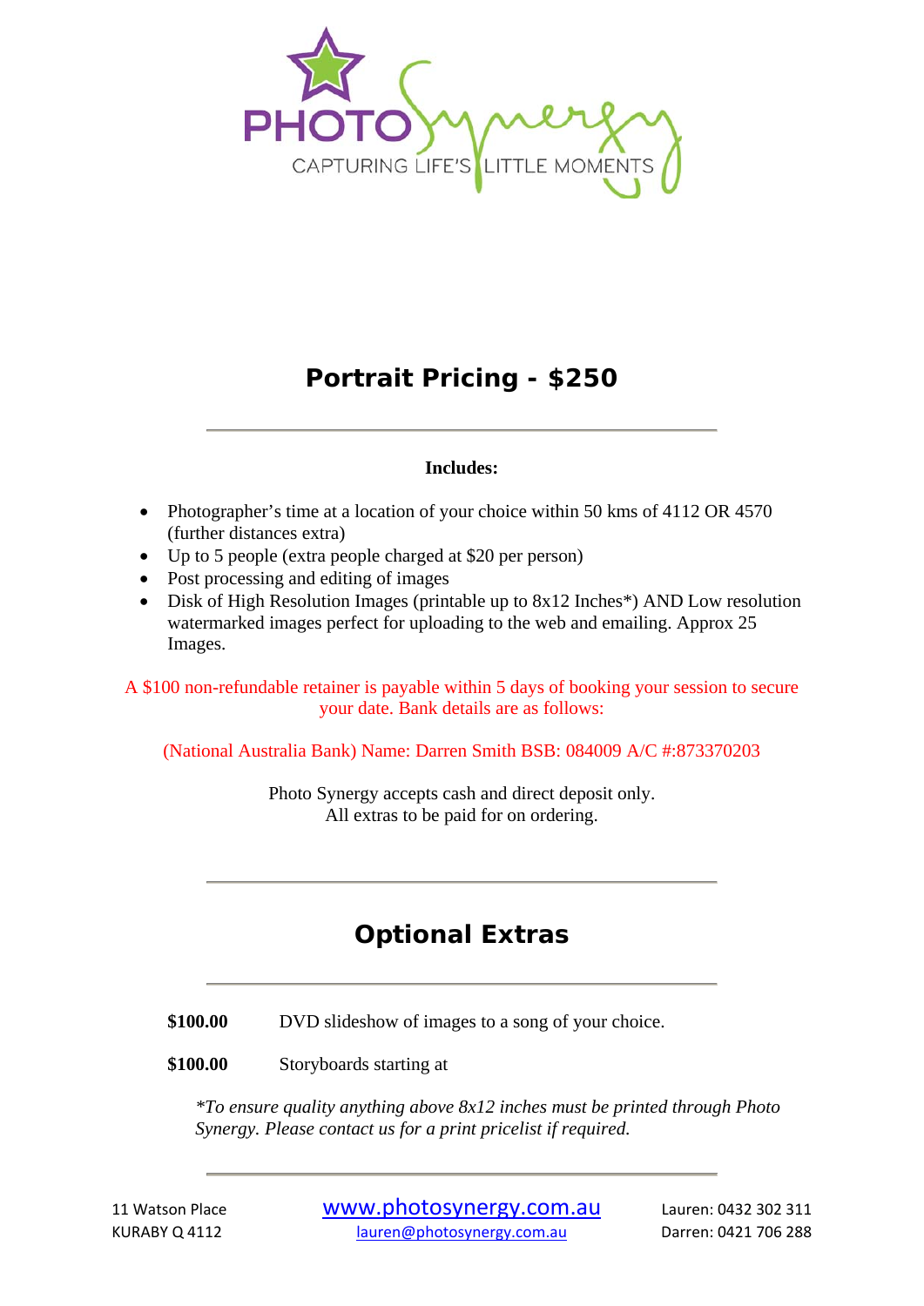PHOTO Synergy

CAPTURING LIFE'S LITTLE MOMENTS

# Portrait Pricing - $250

**Includes:**

- Photographer's time at a location of your choice within 50 kms of 4112 OR 4570 (further distances extra)
- Up to 5 people (extra people charged at $20 per person)
- Post processing and editing of images
- Disk of High Resolution Images (printable up to 8x12 Inches*) AND Low resolution watermarked images perfect for uploading to the web and emailing. Approx 25 Images.

A $100 non-refundable retainer is payable within 5 days of booking your session to secure your date. Bank details are as follows:

(National Australia Bank) Name: Darren Smith BSB: 084009 A/C #:873370203

Photo Synergy accepts cash and direct deposit only.
All extras to be paid for on ordering.

# Optional Extras

**$100.00** DVD slideshow of images to a song of your choice.

**$100.00** Storyboards starting at

*\*To ensure quality anything above 8x12 inches must be printed through Photo Synergy. Please contact us for a print pricelist if required.*

11 Watson Place
KURABY Q 4112

www.photosynergy.com.au
lauren@photosynergy.com.au

Lauren: 0432 302 311
Darren: 0421 706 288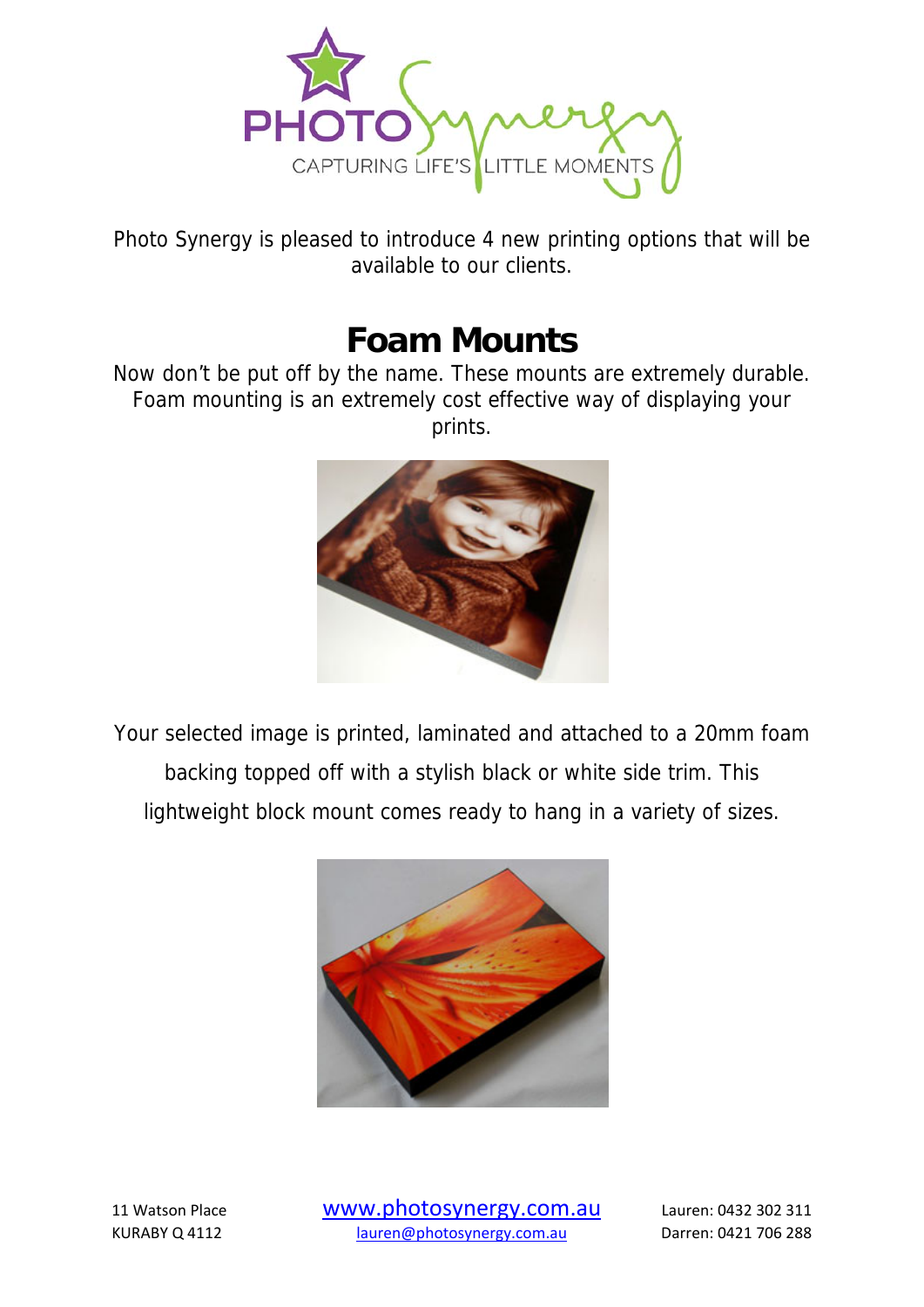Photo Synergy is pleased to introduce 4 new printing options that will be available to our clients.

# Foam Mounts

Now don't be put off by the name. These mounts are extremely durable. Foam mounting is an extremely cost effective way of displaying your prints.

Your selected image is printed, laminated and attached to a 20mm foam backing topped off with a stylish black or white side trim. This lightweight block mount comes ready to hang in a variety of sizes.

11 Watson Place
KURABY Q 4112

www.photosynergy.com.au
lauren@photosynergy.com.au

Lauren: 0432 302 311
Darren: 0421 706 288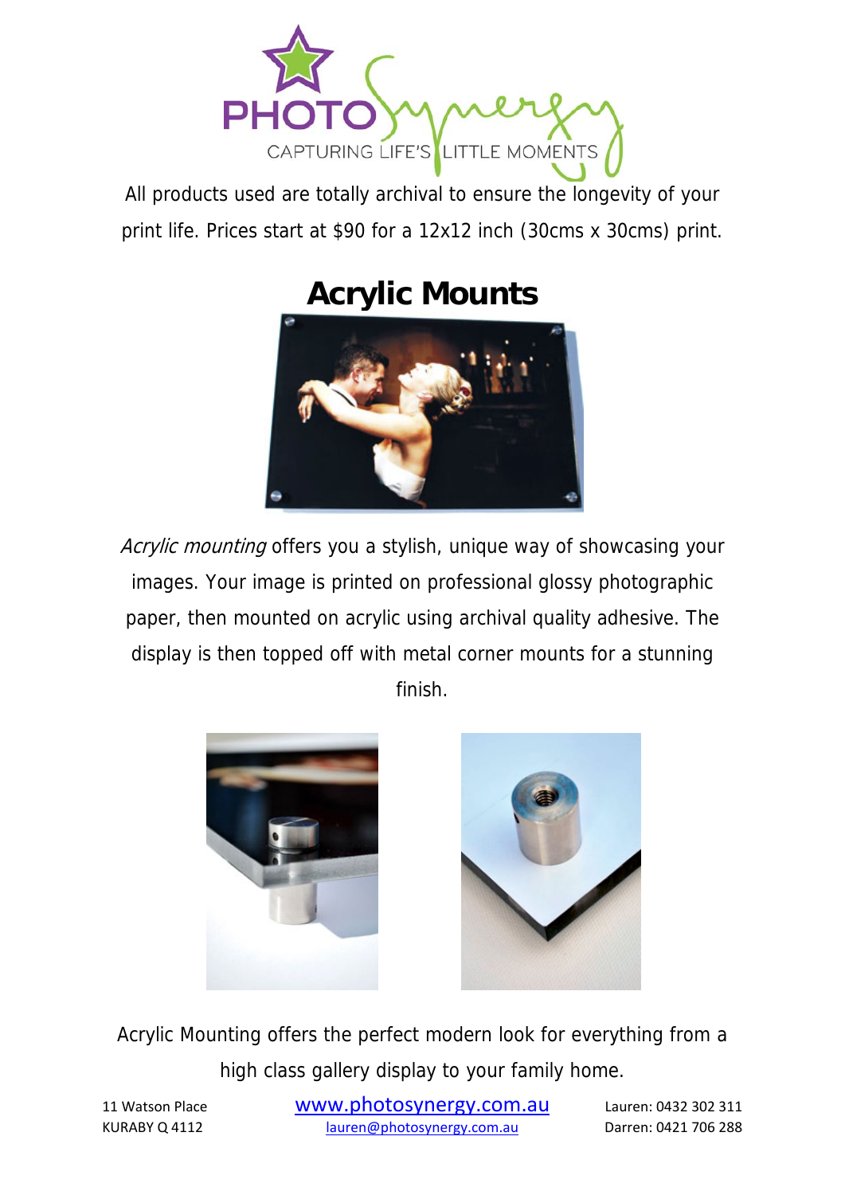PHOTO Synergy

CAPTURING LIFE'S LITTLE MOMENTS

All products used are totally archival to ensure the longevity of your print life. Prices start at $90 for a 12x12 inch (30cms x 30cms) print.

# Acrylic Mounts

*Acrylic mounting* offers you a stylish, unique way of showcasing your images. Your image is printed on professional glossy photographic paper, then mounted on acrylic using archival quality adhesive. The display is then topped off with metal corner mounts for a stunning finish.

Acrylic Mounting offers the perfect modern look for everything from a high class gallery display to your family home.

11 Watson Place
KURABY Q 4112

www.photosynergy.com.au
lauren@photosynergy.com.au

Lauren: 0432 302 311
Darren: 0421 706 288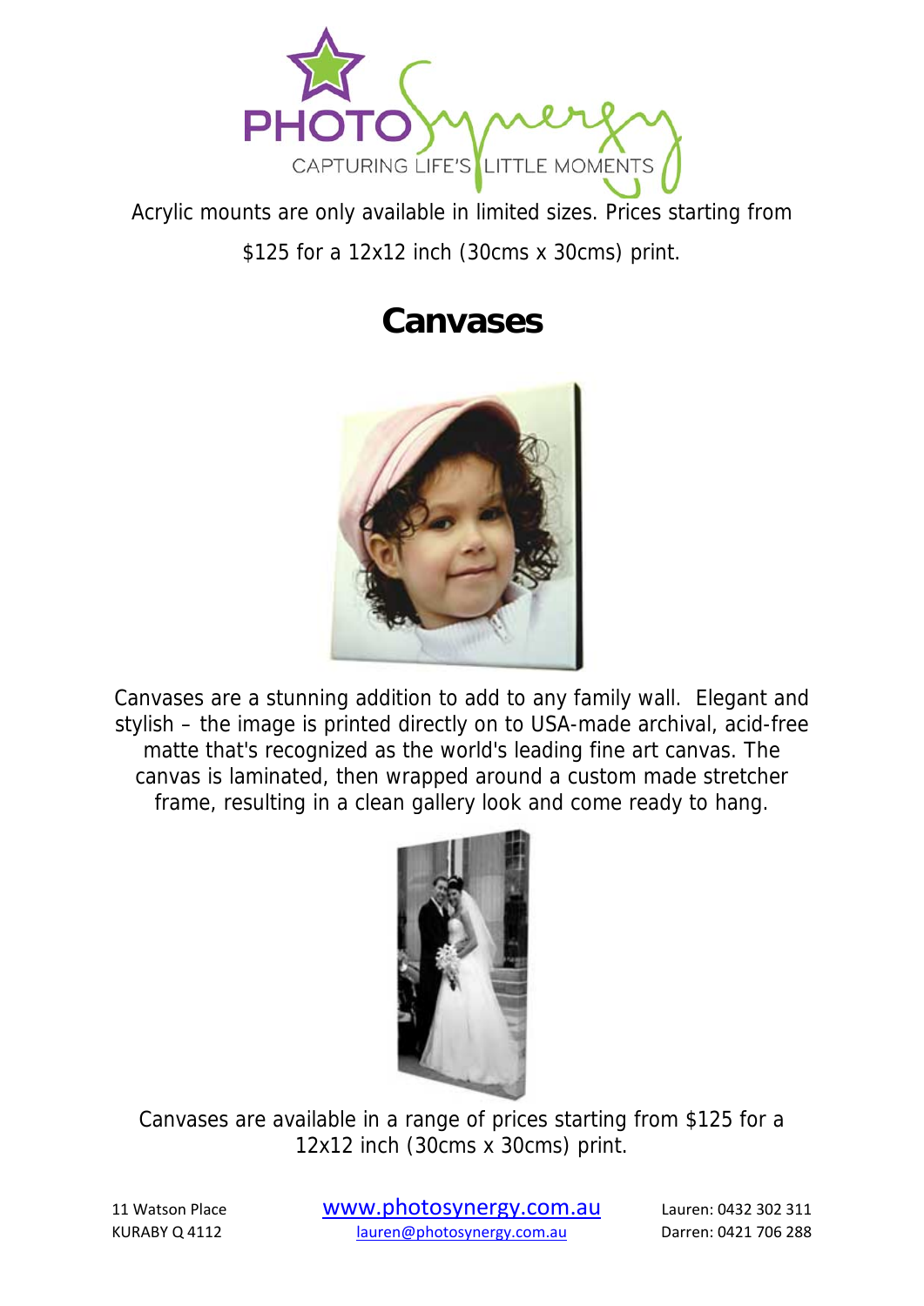Acrylic mounts are only available in limited sizes. Prices starting from $125 for a 12x12 inch (30cms x 30cms) print.

# Canvases

Canvases are a stunning addition to add to any family wall. Elegant and stylish – the image is printed directly on to USA-made archival, acid-free matte that's recognized as the world's leading fine art canvas. The canvas is laminated, then wrapped around a custom made stretcher frame, resulting in a clean gallery look and come ready to hang.

Canvases are available in a range of prices starting from $125 for a 12x12 inch (30cms x 30cms) print.

11 Watson Place
KURABY Q 4112

www.photosynergy.com.au
lauren@photosynergy.com.au

Lauren: 0432 302 311
Darren: 0421 706 288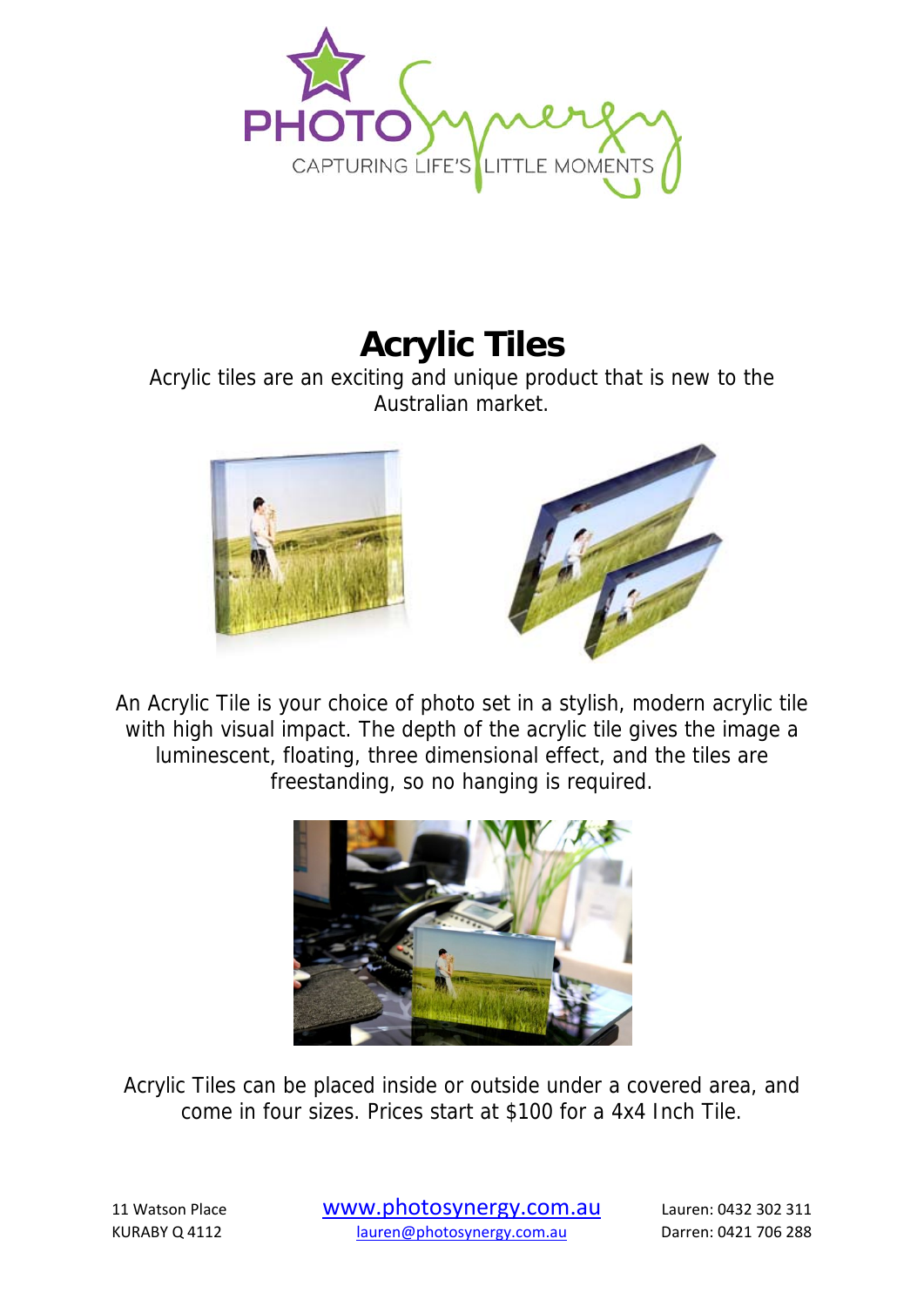PHOTO Synergy

CAPTURING LIFE'S LITTLE MOMENTS

# Acrylic Tiles

Acrylic tiles are an exciting and unique product that is new to the Australian market.

An Acrylic Tile is your choice of photo set in a stylish, modern acrylic tile with high visual impact. The depth of the acrylic tile gives the image a luminescent, floating, three dimensional effect, and the tiles are freestanding, so no hanging is required.

Acrylic Tiles can be placed inside or outside under a covered area, and come in four sizes. Prices start at $100 for a 4x4 Inch Tile.

11 Watson Place
KURABY Q 4112

www.photosynergy.com.au
lauren@photosynergy.com.au

Lauren: 0432 302 311
Darren: 0421 706 288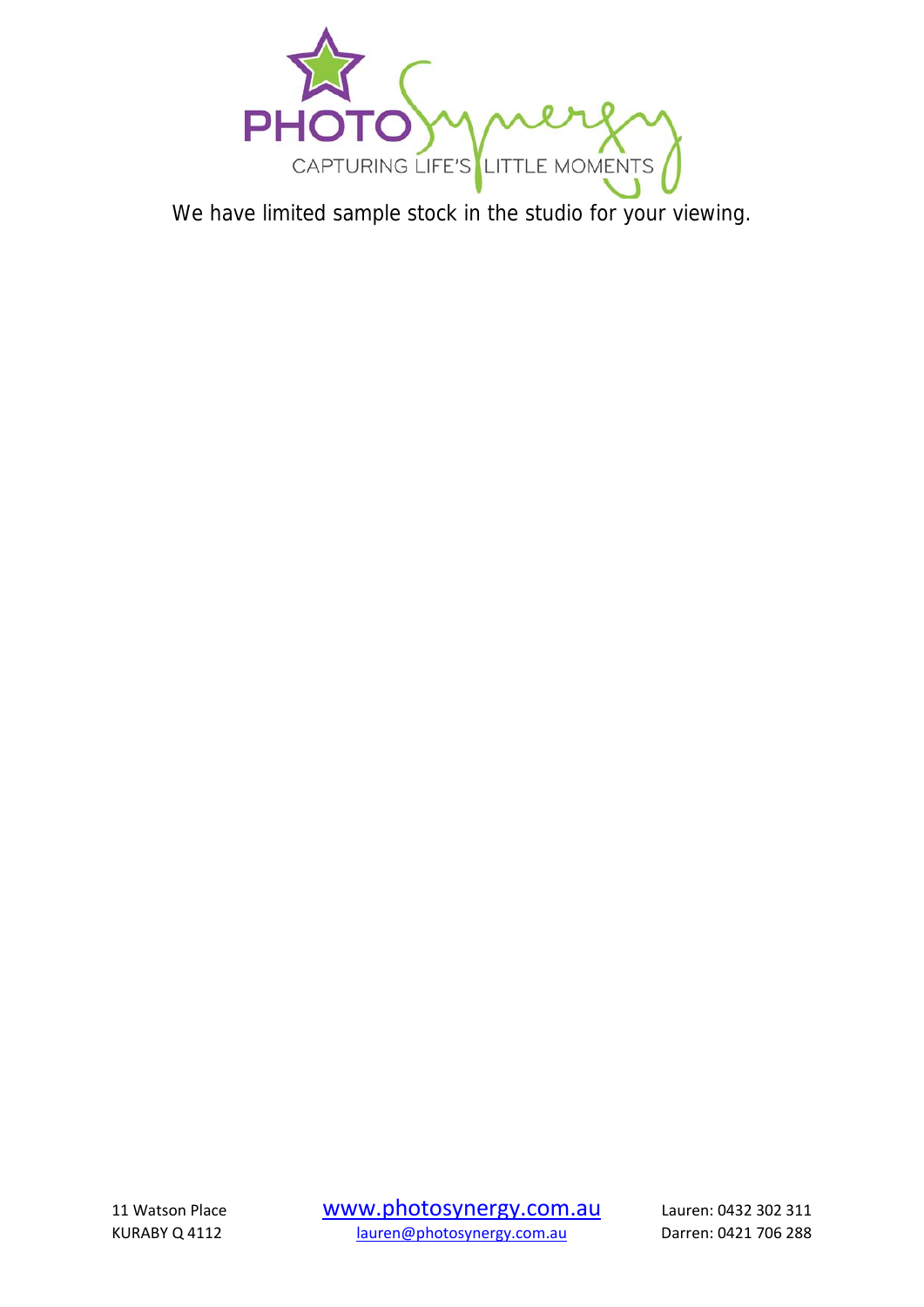PHOTO Synergy

CAPTURING LIFE'S LITTLE MOMENTS

We have limited sample stock in the studio for your viewing.

11 Watson Place
KURABY Q 4112

www.photosynergy.com.au
lauren@photosynergy.com.au

Lauren: 0432 302 311
Darren: 0421 706 288